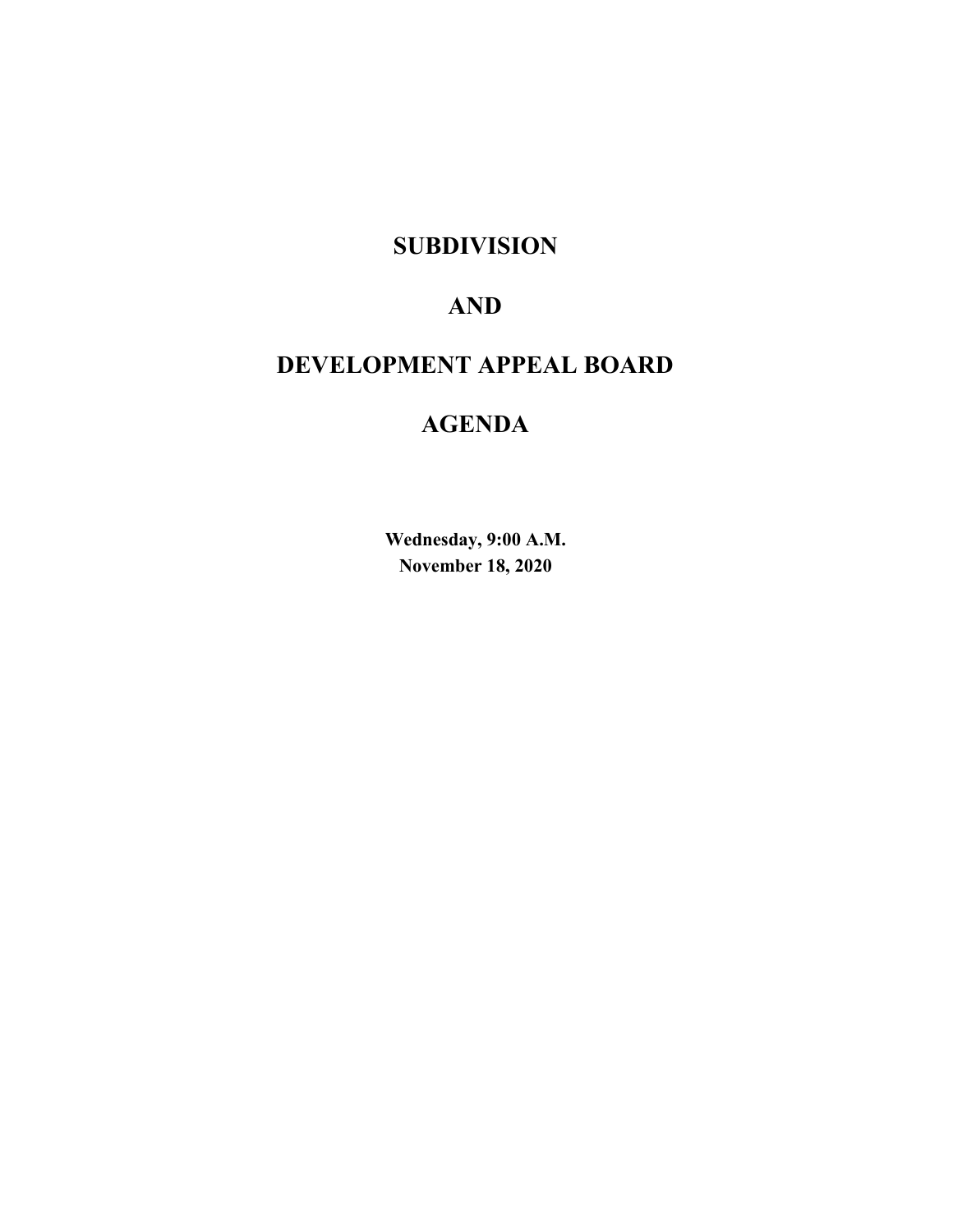# SUBDIVISION

# AND

# DEVELOPMENT APPEAL BOARD

# AGENDA

**Wednesday, 9:00 A.M.**
**November 18, 2020**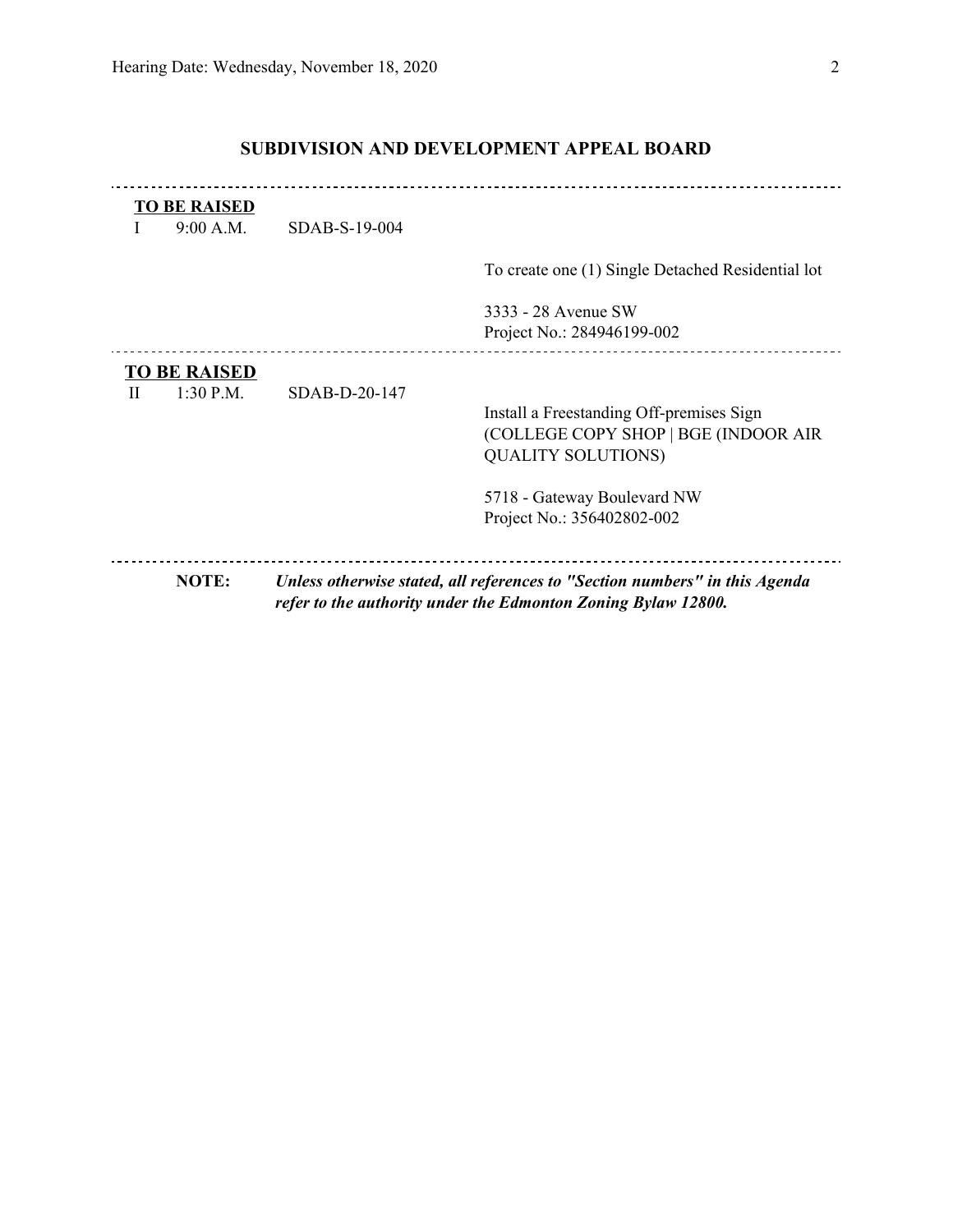## SUBDIVISION AND DEVELOPMENT APPEAL BOARD

---

**TO BE RAISED**

I 9:00 A.M. SDAB-S-19-004

To create one (1) Single Detached Residential lot

3333 - 28 Avenue SW
Project No.: 284946199-002

---

**TO BE RAISED**

II 1:30 P.M. SDAB-D-20-147

Install a Freestanding Off-premises Sign (COLLEGE COPY SHOP | BGE (INDOOR AIR QUALITY SOLUTIONS)

5718 - Gateway Boulevard NW
Project No.: 356402802-002

---

**NOTE:** ***Unless otherwise stated, all references to "Section numbers" in this Agenda refer to the authority under the Edmonton Zoning Bylaw 12800.***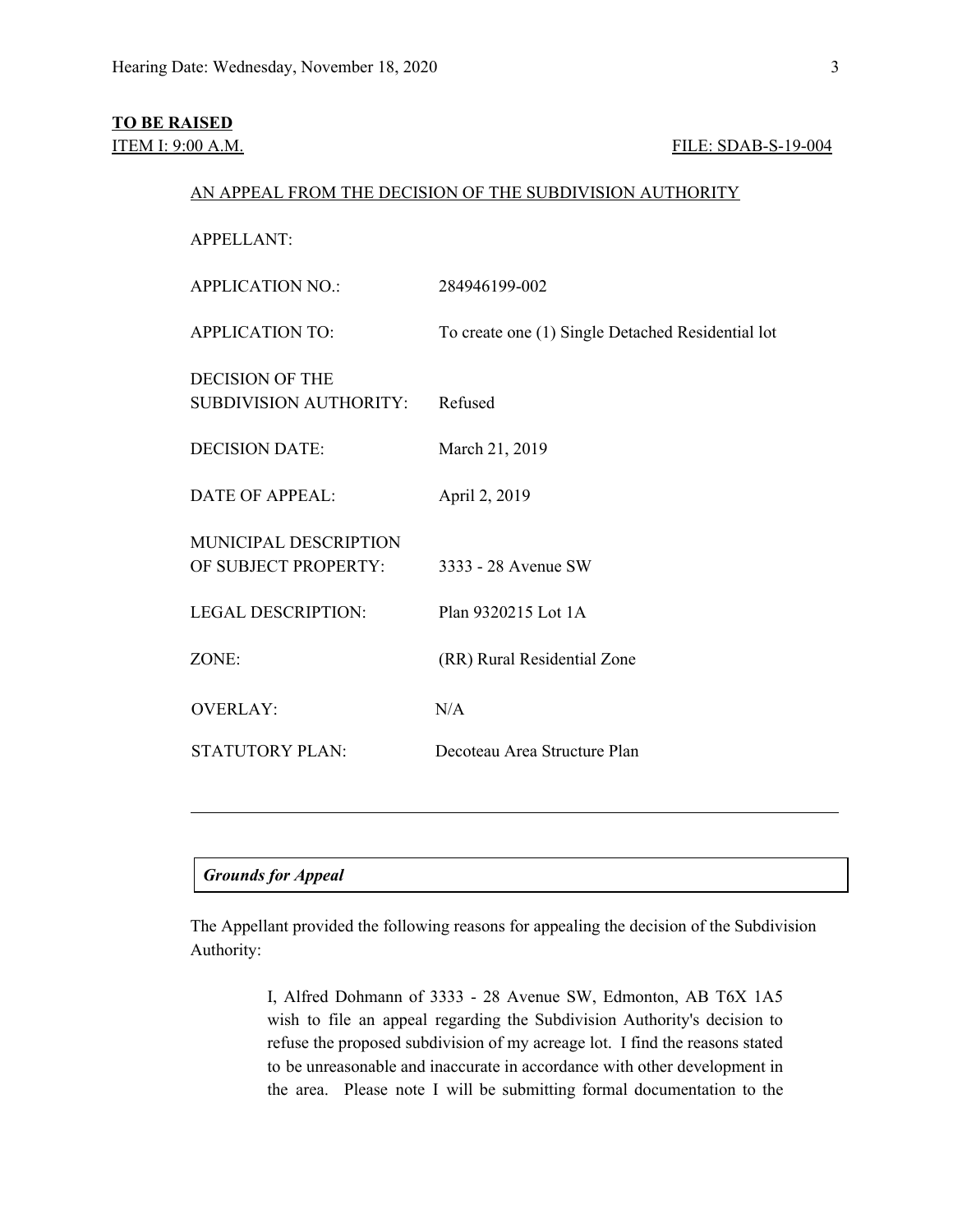**TO BE RAISED**

ITEM I: 9:00 A.M. FILE: SDAB-S-19-004

AN APPEAL FROM THE DECISION OF THE SUBDIVISION AUTHORITY

| | |
|---|---|
| APPELLANT: | |
| APPLICATION NO.: | 284946199-002 |
| APPLICATION TO: | To create one (1) Single Detached Residential lot |
| DECISION OF THE SUBDIVISION AUTHORITY: | Refused |
| DECISION DATE: | March 21, 2019 |
| DATE OF APPEAL: | April 2, 2019 |
| MUNICIPAL DESCRIPTION OF SUBJECT PROPERTY: | 3333 - 28 Avenue SW |
| LEGAL DESCRIPTION: | Plan 9320215 Lot 1A |
| ZONE: | (RR) Rural Residential Zone |
| OVERLAY: | N/A |
| STATUTORY PLAN: | Decoteau Area Structure Plan |

---

***Grounds for Appeal***

The Appellant provided the following reasons for appealing the decision of the Subdivision Authority:

> I, Alfred Dohmann of 3333 - 28 Avenue SW, Edmonton, AB T6X 1A5 wish to file an appeal regarding the Subdivision Authority's decision to refuse the proposed subdivision of my acreage lot. I find the reasons stated to be unreasonable and inaccurate in accordance with other development in the area. Please note I will be submitting formal documentation to the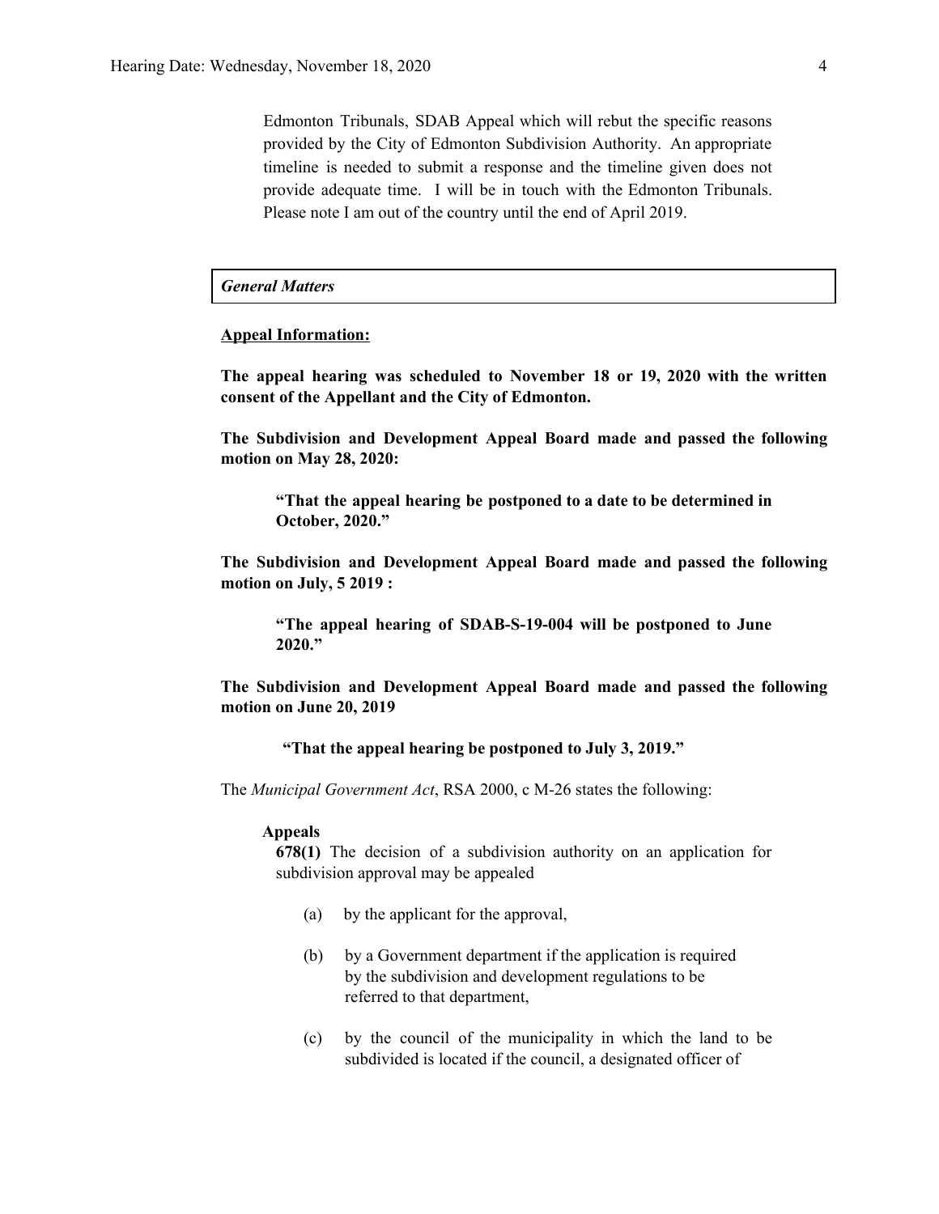Edmonton Tribunals, SDAB Appeal which will rebut the specific reasons provided by the City of Edmonton Subdivision Authority. An appropriate timeline is needed to submit a response and the timeline given does not provide adequate time. I will be in touch with the Edmonton Tribunals. Please note I am out of the country until the end of April 2019.

| *General Matters* |
| --- |

**Appeal Information:**

**The appeal hearing was scheduled to November 18 or 19, 2020 with the written consent of the Appellant and the City of Edmonton.**

**The Subdivision and Development Appeal Board made and passed the following motion on May 28, 2020:**

> **"That the appeal hearing be postponed to a date to be determined in October, 2020."**

**The Subdivision and Development Appeal Board made and passed the following motion on July, 5 2019 :**

> **"The appeal hearing of SDAB-S-19-004 will be postponed to June 2020."**

**The Subdivision and Development Appeal Board made and passed the following motion on June 20, 2019**

> **"That the appeal hearing be postponed to July 3, 2019."**

The *Municipal Government Act*, RSA 2000, c M-26 states the following:

**Appeals**

**678(1)** The decision of a subdivision authority on an application for subdivision approval may be appealed

(a) by the applicant for the approval,

(b) by a Government department if the application is required by the subdivision and development regulations to be referred to that department,

(c) by the council of the municipality in which the land to be subdivided is located if the council, a designated officer of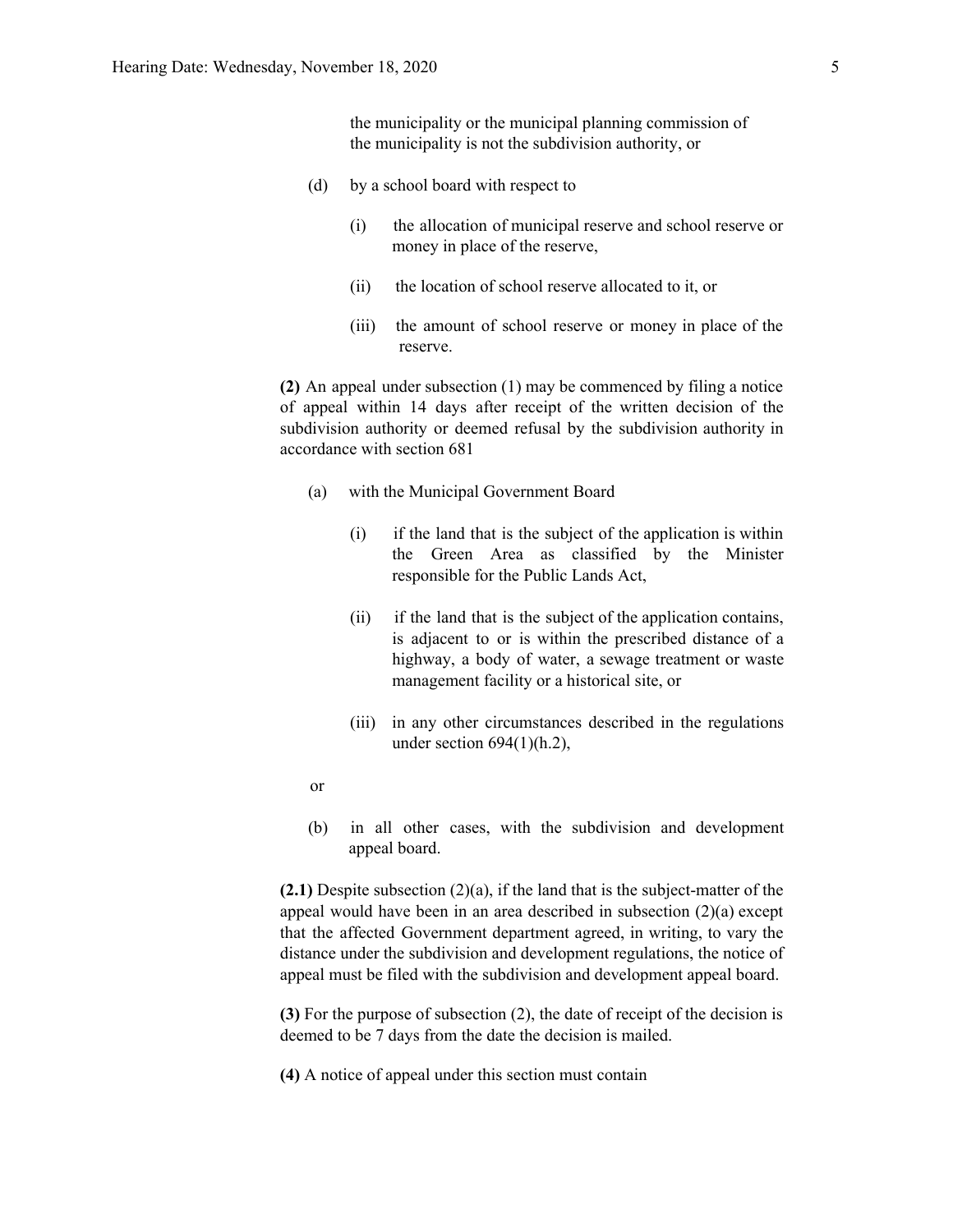the municipality or the municipal planning commission of the municipality is not the subdivision authority, or

(d) by a school board with respect to

(i) the allocation of municipal reserve and school reserve or money in place of the reserve,

(ii) the location of school reserve allocated to it, or

(iii) the amount of school reserve or money in place of the reserve.

**(2)** An appeal under subsection (1) may be commenced by filing a notice of appeal within 14 days after receipt of the written decision of the subdivision authority or deemed refusal by the subdivision authority in accordance with section 681

(a) with the Municipal Government Board

(i) if the land that is the subject of the application is within the Green Area as classified by the Minister responsible for the Public Lands Act,

(ii) if the land that is the subject of the application contains, is adjacent to or is within the prescribed distance of a highway, a body of water, a sewage treatment or waste management facility or a historical site, or

(iii) in any other circumstances described in the regulations under section 694(1)(h.2),

or

(b) in all other cases, with the subdivision and development appeal board.

**(2.1)** Despite subsection (2)(a), if the land that is the subject-matter of the appeal would have been in an area described in subsection (2)(a) except that the affected Government department agreed, in writing, to vary the distance under the subdivision and development regulations, the notice of appeal must be filed with the subdivision and development appeal board.

**(3)** For the purpose of subsection (2), the date of receipt of the decision is deemed to be 7 days from the date the decision is mailed.

**(4)** A notice of appeal under this section must contain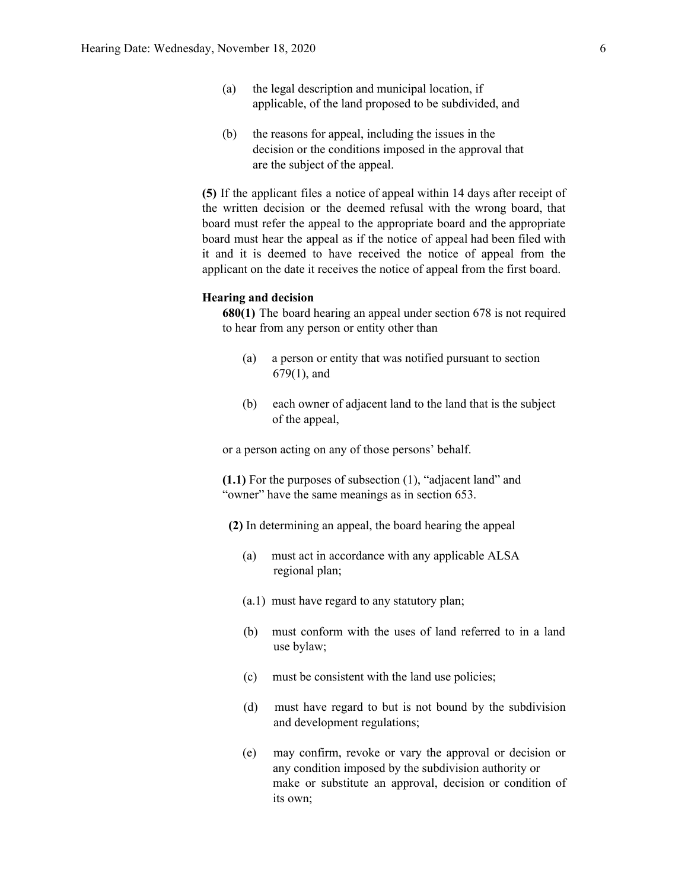(a) the legal description and municipal location, if applicable, of the land proposed to be subdivided, and

(b) the reasons for appeal, including the issues in the decision or the conditions imposed in the approval that are the subject of the appeal.

**(5)** If the applicant files a notice of appeal within 14 days after receipt of the written decision or the deemed refusal with the wrong board, that board must refer the appeal to the appropriate board and the appropriate board must hear the appeal as if the notice of appeal had been filed with it and it is deemed to have received the notice of appeal from the applicant on the date it receives the notice of appeal from the first board.

**Hearing and decision**

**680(1)** The board hearing an appeal under section 678 is not required to hear from any person or entity other than

(a) a person or entity that was notified pursuant to section 679(1), and

(b) each owner of adjacent land to the land that is the subject of the appeal,

or a person acting on any of those persons' behalf.

**(1.1)** For the purposes of subsection (1), "adjacent land" and "owner" have the same meanings as in section 653.

**(2)** In determining an appeal, the board hearing the appeal

(a) must act in accordance with any applicable ALSA regional plan;

(a.1) must have regard to any statutory plan;

(b) must conform with the uses of land referred to in a land use bylaw;

(c) must be consistent with the land use policies;

(d) must have regard to but is not bound by the subdivision and development regulations;

(e) may confirm, revoke or vary the approval or decision or any condition imposed by the subdivision authority or make or substitute an approval, decision or condition of its own;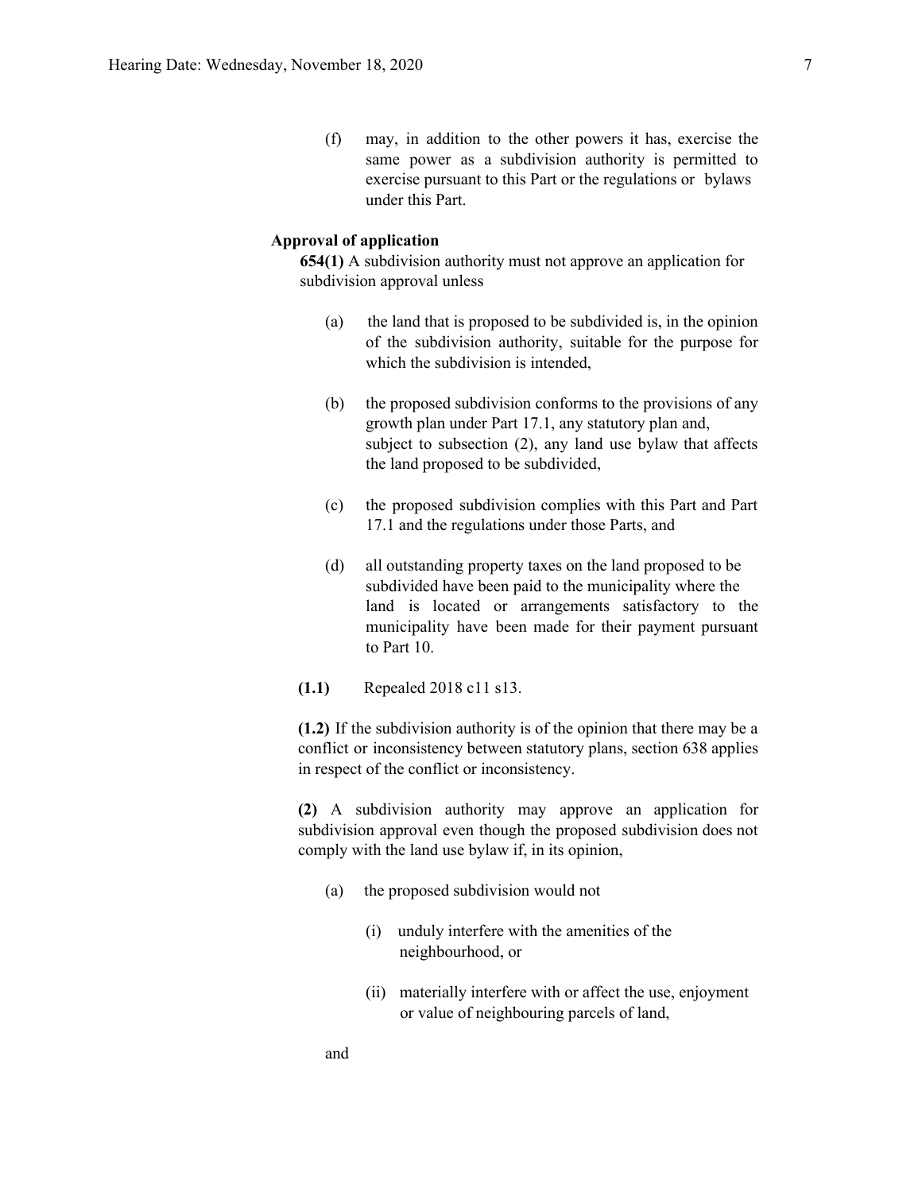(f) may, in addition to the other powers it has, exercise the same power as a subdivision authority is permitted to exercise pursuant to this Part or the regulations or bylaws under this Part.

**Approval of application**

**654(1)** A subdivision authority must not approve an application for subdivision approval unless

(a) the land that is proposed to be subdivided is, in the opinion of the subdivision authority, suitable for the purpose for which the subdivision is intended,

(b) the proposed subdivision conforms to the provisions of any growth plan under Part 17.1, any statutory plan and, subject to subsection (2), any land use bylaw that affects the land proposed to be subdivided,

(c) the proposed subdivision complies with this Part and Part 17.1 and the regulations under those Parts, and

(d) all outstanding property taxes on the land proposed to be subdivided have been paid to the municipality where the land is located or arrangements satisfactory to the municipality have been made for their payment pursuant to Part 10.

**(1.1)** Repealed 2018 c11 s13.

**(1.2)** If the subdivision authority is of the opinion that there may be a conflict or inconsistency between statutory plans, section 638 applies in respect of the conflict or inconsistency.

**(2)** A subdivision authority may approve an application for subdivision approval even though the proposed subdivision does not comply with the land use bylaw if, in its opinion,

(a) the proposed subdivision would not

(i) unduly interfere with the amenities of the neighbourhood, or

(ii) materially interfere with or affect the use, enjoyment or value of neighbouring parcels of land,

and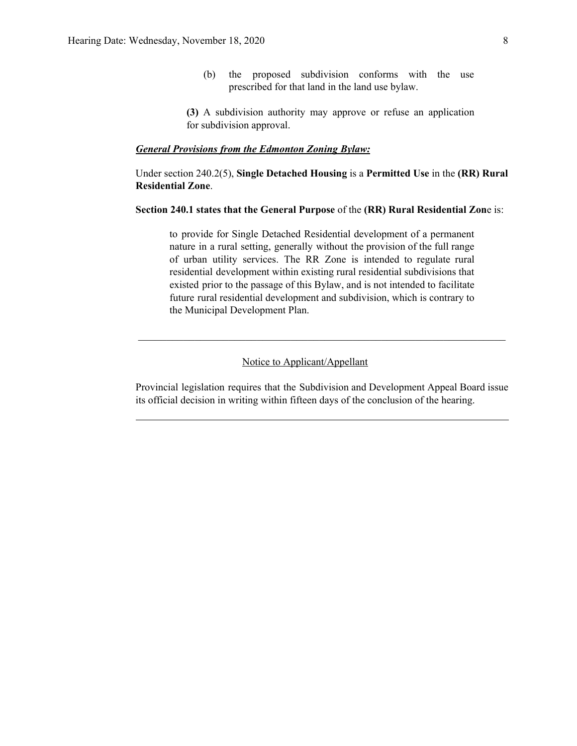(b) the proposed subdivision conforms with the use prescribed for that land in the land use bylaw.

**(3)** A subdivision authority may approve or refuse an application for subdivision approval.

***General Provisions from the Edmonton Zoning Bylaw:***

Under section 240.2(5), **Single Detached Housing** is a **Permitted Use** in the **(RR) Rural Residential Zone**.

**Section 240.1 states that the General Purpose** of the **(RR) Rural Residential Zon**e is:

> to provide for Single Detached Residential development of a permanent nature in a rural setting, generally without the provision of the full range of urban utility services. The RR Zone is intended to regulate rural residential development within existing rural residential subdivisions that existed prior to the passage of this Bylaw, and is not intended to facilitate future rural residential development and subdivision, which is contrary to the Municipal Development Plan.

---

Notice to Applicant/Appellant

Provincial legislation requires that the Subdivision and Development Appeal Board issue its official decision in writing within fifteen days of the conclusion of the hearing.

---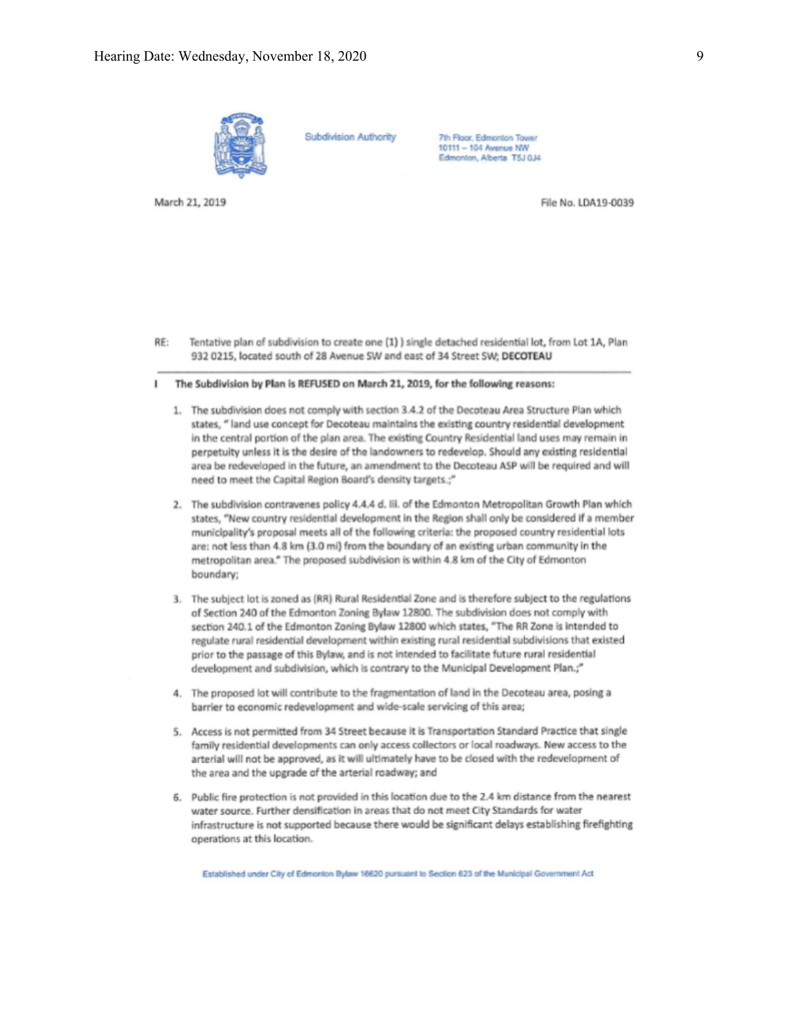Subdivision Authority

7th Floor, Edmonton Tower
10111 – 104 Avenue NW
Edmonton, Alberta T5J 0J4

March 21, 2019

File No. LDA19-0039

RE: Tentative plan of subdivision to create one (1) ) single detached residential lot, from Lot 1A, Plan 932 0215, located south of 28 Avenue SW and east of 34 Street SW; **DECOTEAU**

**I The Subdivision by Plan is REFUSED on March 21, 2019, for the following reasons:**

1. The subdivision does not comply with section 3.4.2 of the Decoteau Area Structure Plan which states, " land use concept for Decoteau maintains the existing country residential development in the central portion of the plan area. The existing Country Residential land uses may remain in perpetuity unless it is the desire of the landowners to redevelop. Should any existing residential area be redeveloped in the future, an amendment to the Decoteau ASP will be required and will need to meet the Capital Region Board's density targets.;"

2. The subdivision contravenes policy 4.4.4 d. iii. of the Edmonton Metropolitan Growth Plan which states, "New country residential development in the Region shall only be considered if a member municipality's proposal meets all of the following criteria: the proposed country residential lots are: not less than 4.8 km (3.0 mi) from the boundary of an existing urban community in the metropolitan area." The proposed subdivision is within 4.8 km of the City of Edmonton boundary;

3. The subject lot is zoned as (RR) Rural Residential Zone and is therefore subject to the regulations of Section 240 of the Edmonton Zoning Bylaw 12800. The subdivision does not comply with section 240.1 of the Edmonton Zoning Bylaw 12800 which states, "The RR Zone is intended to regulate rural residential development within existing rural residential subdivisions that existed prior to the passage of this Bylaw, and is not intended to facilitate future rural residential development and subdivision, which is contrary to the Municipal Development Plan.;"

4. The proposed lot will contribute to the fragmentation of land in the Decoteau area, posing a barrier to economic redevelopment and wide-scale servicing of this area;

5. Access is not permitted from 34 Street because it is Transportation Standard Practice that single family residential developments can only access collectors or local roadways. New access to the arterial will not be approved, as it will ultimately have to be closed with the redevelopment of the area and the upgrade of the arterial roadway; and

6. Public fire protection is not provided in this location due to the 2.4 km distance from the nearest water source. Further densification in areas that do not meet City Standards for water infrastructure is not supported because there would be significant delays establishing firefighting operations at this location.

Established under City of Edmonton Bylaw 16620 pursuant to Section 623 of the Municipal Government Act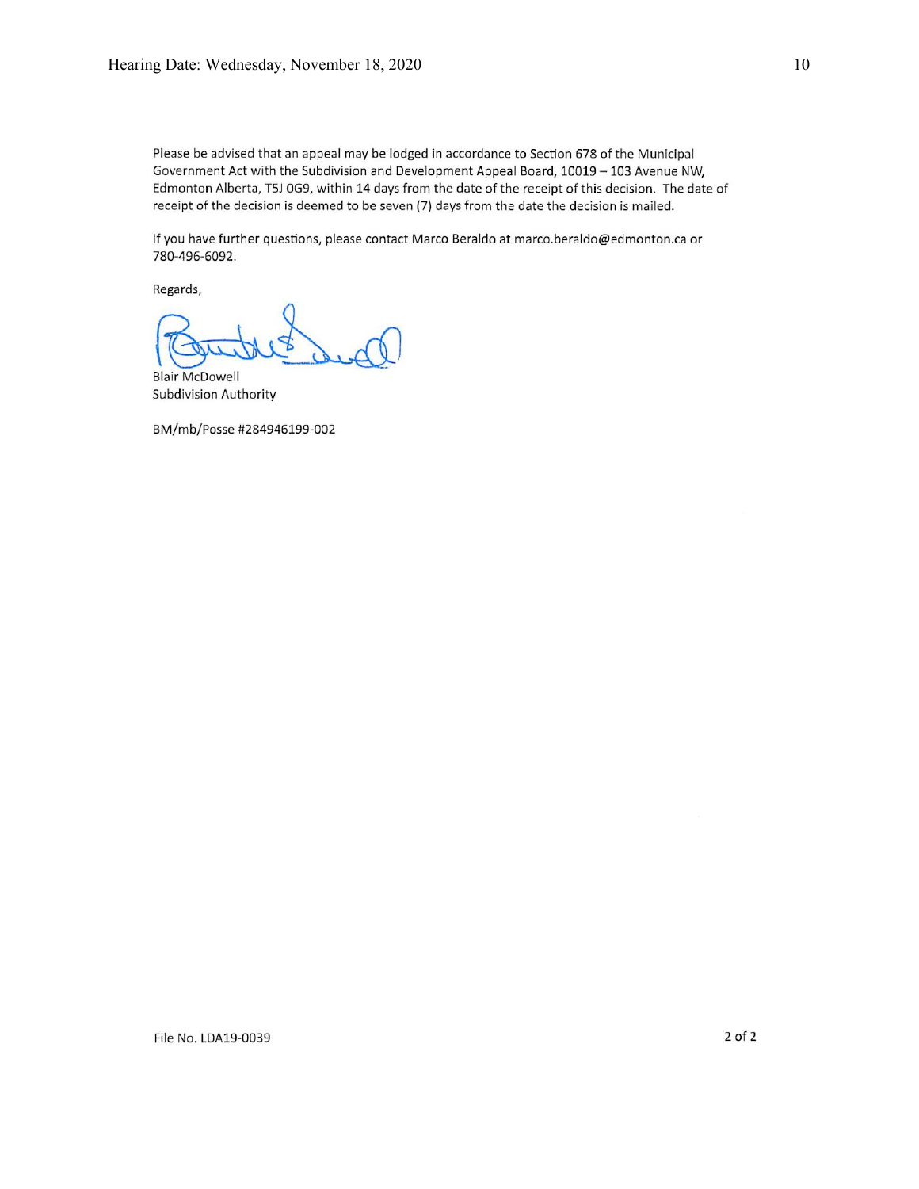Please be advised that an appeal may be lodged in accordance to Section 678 of the Municipal Government Act with the Subdivision and Development Appeal Board, 10019 – 103 Avenue NW, Edmonton Alberta, T5J 0G9, within 14 days from the date of the receipt of this decision. The date of receipt of the decision is deemed to be seven (7) days from the date the decision is mailed.

If you have further questions, please contact Marco Beraldo at marco.beraldo@edmonton.ca or 780-496-6092.

Regards,

Blair McDowell
Subdivision Authority

BM/mb/Posse #284946199-002

File No. LDA19-0039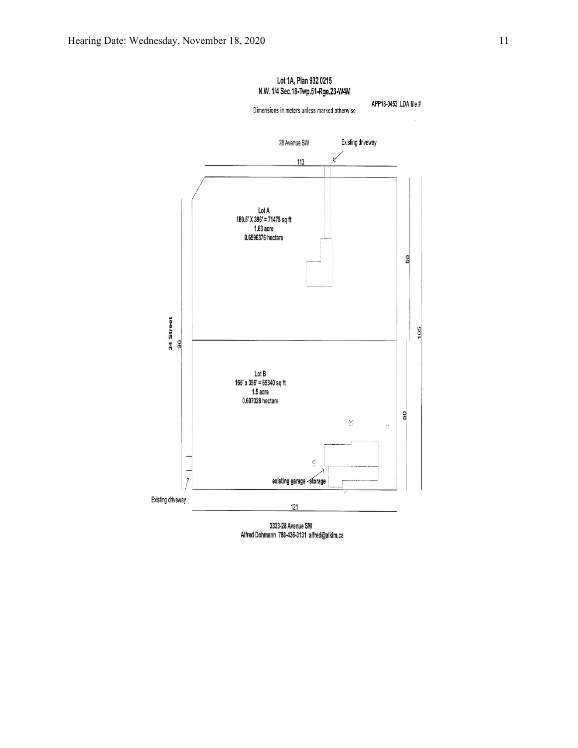Lot 1A, Plan 932 0215
N.W. 1/4 Sec.18-Twp.51-Rge.23-W4M

Dimensions in meters unless marked otherwise

APP18-0453 LDA file #

28 Avenue SW

Existing driveway

113

Lot A
180.5' X 396' = 71478 sq ft
1.63 acre
0.6596376 hectare

55

105

34 Street
98

Lot B
165' x 396' = 65340 sq ft
1.5 acre
0.607028 hectare

50

30

11

16

existing garage - storage

Existing driveway

121

3333-28 Avenue SW
Alfred Dohmann 780-436-3131 alfred@alkim.ca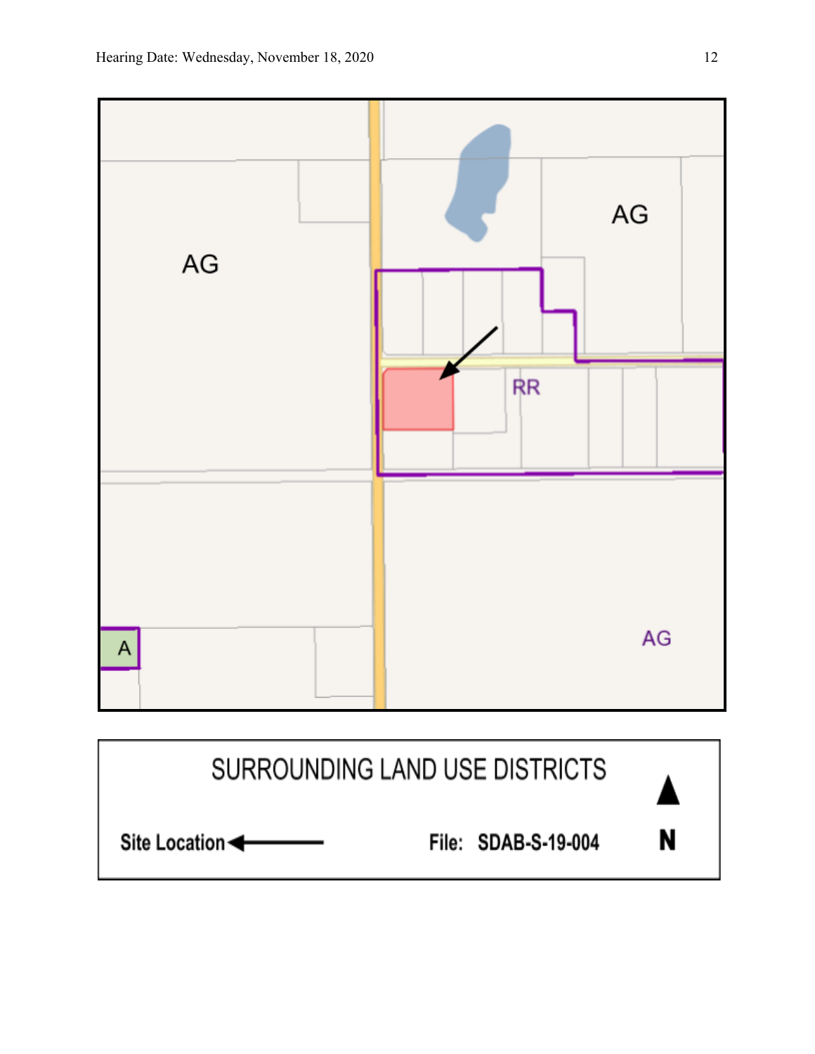AG

AG

RR

AG

A

SURROUNDING LAND USE DISTRICTS

Site Location ←

File: SDAB-S-19-004

N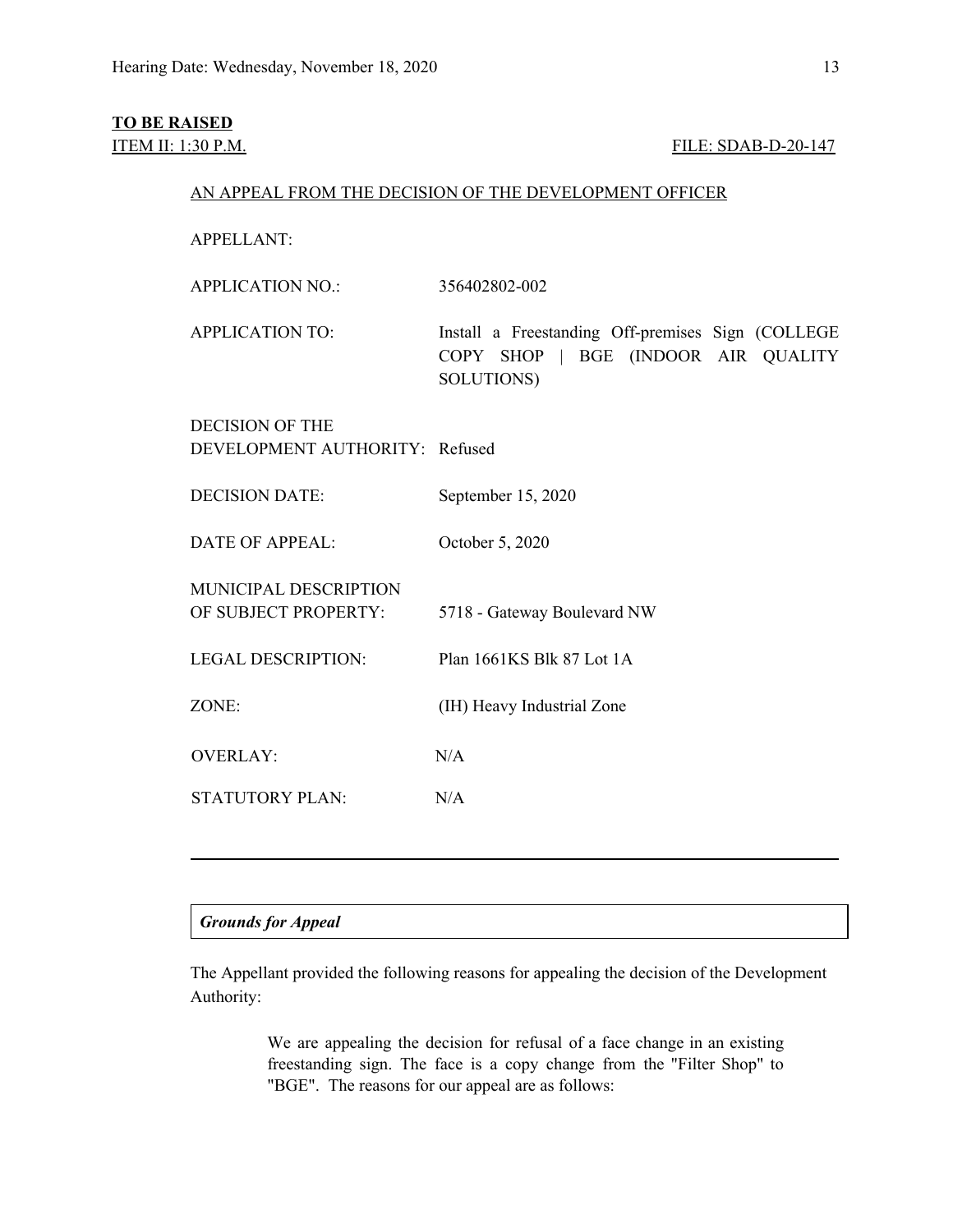**TO BE RAISED**

ITEM II: 1:30 P.M. FILE: SDAB-D-20-147

AN APPEAL FROM THE DECISION OF THE DEVELOPMENT OFFICER

| | |
|---|---|
| APPELLANT: | |
| APPLICATION NO.: | 356402802-002 |
| APPLICATION TO: | Install a Freestanding Off-premises Sign (COLLEGE COPY SHOP \| BGE (INDOOR AIR QUALITY SOLUTIONS) |
| DECISION OF THE DEVELOPMENT AUTHORITY: | Refused |
| DECISION DATE: | September 15, 2020 |
| DATE OF APPEAL: | October 5, 2020 |
| MUNICIPAL DESCRIPTION OF SUBJECT PROPERTY: | 5718 - Gateway Boulevard NW |
| LEGAL DESCRIPTION: | Plan 1661KS Blk 87 Lot 1A |
| ZONE: | (IH) Heavy Industrial Zone |
| OVERLAY: | N/A |
| STATUTORY PLAN: | N/A |

---

***Grounds for Appeal***

The Appellant provided the following reasons for appealing the decision of the Development Authority:

> We are appealing the decision for refusal of a face change in an existing freestanding sign. The face is a copy change from the "Filter Shop" to "BGE". The reasons for our appeal are as follows: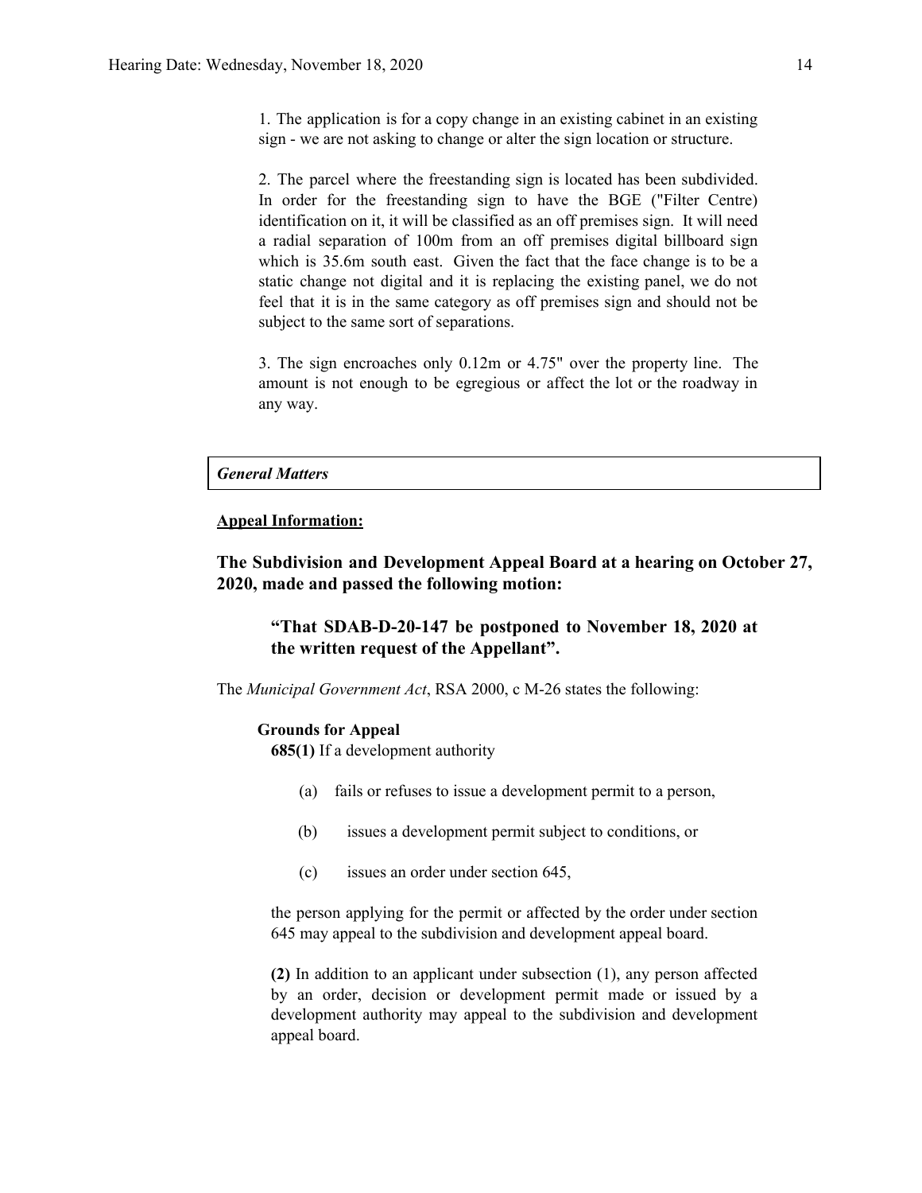1. The application is for a copy change in an existing cabinet in an existing sign - we are not asking to change or alter the sign location or structure.

2. The parcel where the freestanding sign is located has been subdivided. In order for the freestanding sign to have the BGE ("Filter Centre) identification on it, it will be classified as an off premises sign. It will need a radial separation of 100m from an off premises digital billboard sign which is 35.6m south east. Given the fact that the face change is to be a static change not digital and it is replacing the existing panel, we do not feel that it is in the same category as off premises sign and should not be subject to the same sort of separations.

3. The sign encroaches only 0.12m or 4.75" over the property line. The amount is not enough to be egregious or affect the lot or the roadway in any way.

***General Matters***

**Appeal Information:**

**The Subdivision and Development Appeal Board at a hearing on October 27, 2020, made and passed the following motion:**

> **"That SDAB-D-20-147 be postponed to November 18, 2020 at the written request of the Appellant".**

The *Municipal Government Act*, RSA 2000, c M-26 states the following:

**Grounds for Appeal**

**685(1)** If a development authority

(a) fails or refuses to issue a development permit to a person,

(b) issues a development permit subject to conditions, or

(c) issues an order under section 645,

the person applying for the permit or affected by the order under section 645 may appeal to the subdivision and development appeal board.

**(2)** In addition to an applicant under subsection (1), any person affected by an order, decision or development permit made or issued by a development authority may appeal to the subdivision and development appeal board.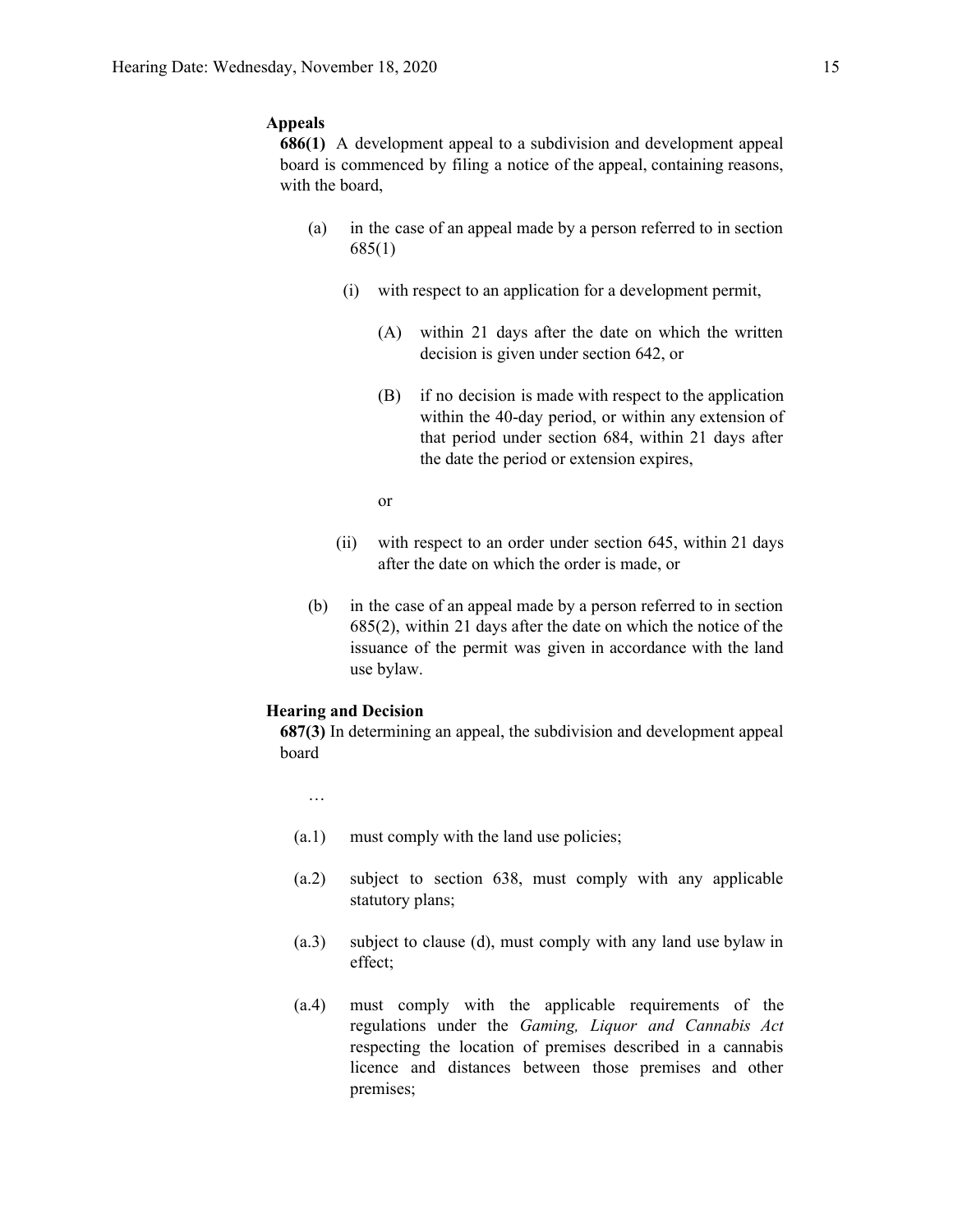**Appeals**

**686(1)** A development appeal to a subdivision and development appeal board is commenced by filing a notice of the appeal, containing reasons, with the board,

- (a) in the case of an appeal made by a person referred to in section 685(1)
  - (i) with respect to an application for a development permit,
    - (A) within 21 days after the date on which the written decision is given under section 642, or
    - (B) if no decision is made with respect to the application within the 40-day period, or within any extension of that period under section 684, within 21 days after the date the period or extension expires,

    or

  - (ii) with respect to an order under section 645, within 21 days after the date on which the order is made, or
- (b) in the case of an appeal made by a person referred to in section 685(2), within 21 days after the date on which the notice of the issuance of the permit was given in accordance with the land use bylaw.

**Hearing and Decision**

**687(3)** In determining an appeal, the subdivision and development appeal board

…

- (a.1) must comply with the land use policies;
- (a.2) subject to section 638, must comply with any applicable statutory plans;
- (a.3) subject to clause (d), must comply with any land use bylaw in effect;
- (a.4) must comply with the applicable requirements of the regulations under the *Gaming, Liquor and Cannabis Act* respecting the location of premises described in a cannabis licence and distances between those premises and other premises;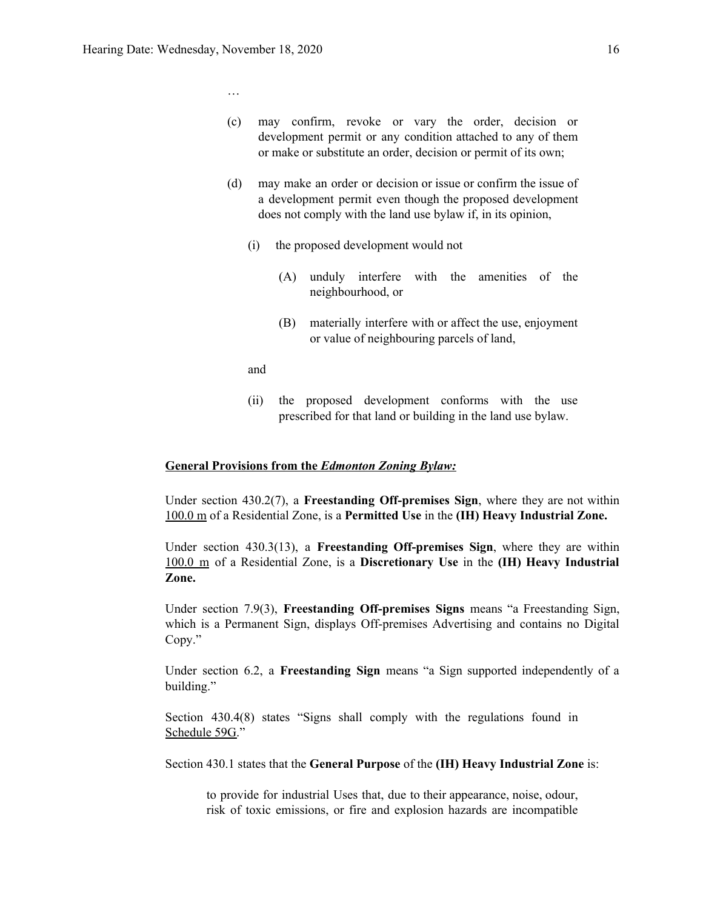…

(c) may confirm, revoke or vary the order, decision or development permit or any condition attached to any of them or make or substitute an order, decision or permit of its own;

(d) may make an order or decision or issue or confirm the issue of a development permit even though the proposed development does not comply with the land use bylaw if, in its opinion,

 (i) the proposed development would not

  (A) unduly interfere with the amenities of the neighbourhood, or

  (B) materially interfere with or affect the use, enjoyment or value of neighbouring parcels of land,

 and

 (ii) the proposed development conforms with the use prescribed for that land or building in the land use bylaw.

**General Provisions from the *Edmonton Zoning Bylaw:***

Under section 430.2(7), a **Freestanding Off-premises Sign**, where they are not within 100.0 m of a Residential Zone, is a **Permitted Use** in the **(IH) Heavy Industrial Zone.**

Under section 430.3(13), a **Freestanding Off-premises Sign**, where they are within 100.0 m of a Residential Zone, is a **Discretionary Use** in the **(IH) Heavy Industrial Zone.**

Under section 7.9(3), **Freestanding Off-premises Signs** means "a Freestanding Sign, which is a Permanent Sign, displays Off-premises Advertising and contains no Digital Copy."

Under section 6.2, a **Freestanding Sign** means "a Sign supported independently of a building."

Section 430.4(8) states "Signs shall comply with the regulations found in Schedule 59G."

Section 430.1 states that the **General Purpose** of the **(IH) Heavy Industrial Zone** is:

> to provide for industrial Uses that, due to their appearance, noise, odour, risk of toxic emissions, or fire and explosion hazards are incompatible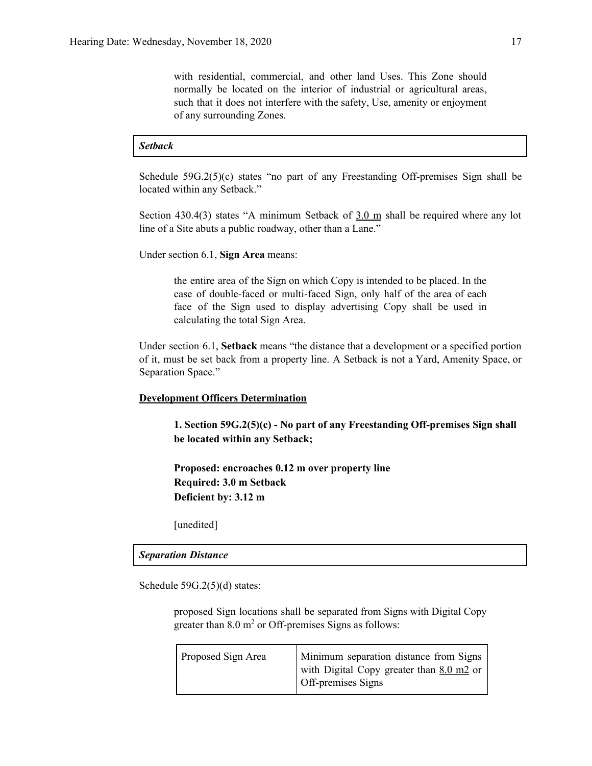> with residential, commercial, and other land Uses. This Zone should normally be located on the interior of industrial or agricultural areas, such that it does not interfere with the safety, Use, amenity or enjoyment of any surrounding Zones.

| ***Setback*** |
|---|

Schedule 59G.2(5)(c) states "no part of any Freestanding Off-premises Sign shall be located within any Setback."

Section 430.4(3) states "A minimum Setback of 3.0 m shall be required where any lot line of a Site abuts a public roadway, other than a Lane."

Under section 6.1, **Sign Area** means:

> the entire area of the Sign on which Copy is intended to be placed. In the case of double-faced or multi-faced Sign, only half of the area of each face of the Sign used to display advertising Copy shall be used in calculating the total Sign Area.

Under section 6.1, **Setback** means "the distance that a development or a specified portion of it, must be set back from a property line. A Setback is not a Yard, Amenity Space, or Separation Space."

**Development Officers Determination**

> **1. Section 59G.2(5)(c) - No part of any Freestanding Off-premises Sign shall be located within any Setback;**
>
> **Proposed: encroaches 0.12 m over property line**
> **Required: 3.0 m Setback**
> **Deficient by: 3.12 m**
>
> [unedited]

| ***Separation Distance*** |
|---|

Schedule 59G.2(5)(d) states:

> proposed Sign locations shall be separated from Signs with Digital Copy greater than 8.0 $m^2$ or Off-premises Signs as follows:

| Proposed Sign Area | Minimum separation distance from Signs with Digital Copy greater than 8.0 m2 or Off-premises Signs |
|---|---|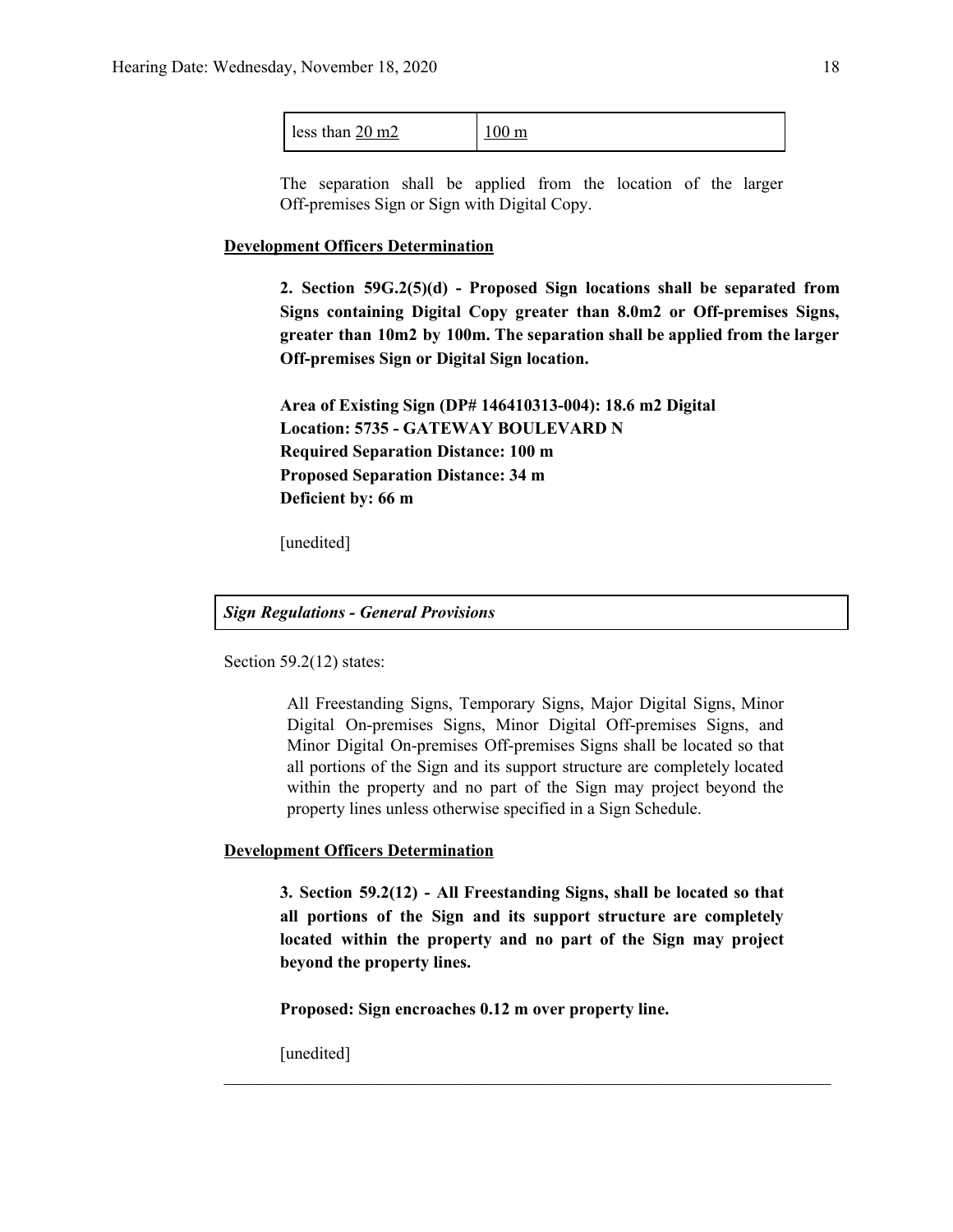| less than 20 m2 | 100 m |
|---|---|

The separation shall be applied from the location of the larger Off-premises Sign or Sign with Digital Copy.

**Development Officers Determination**

**2. Section 59G.2(5)(d) - Proposed Sign locations shall be separated from Signs containing Digital Copy greater than 8.0m2 or Off-premises Signs, greater than 10m2 by 100m. The separation shall be applied from the larger Off-premises Sign or Digital Sign location.**

**Area of Existing Sign (DP# 146410313-004): 18.6 m2 Digital**
**Location: 5735 - GATEWAY BOULEVARD N**
**Required Separation Distance: 100 m**
**Proposed Separation Distance: 34 m**
**Deficient by: 66 m**

[unedited]

***Sign Regulations - General Provisions***

Section 59.2(12) states:

All Freestanding Signs, Temporary Signs, Major Digital Signs, Minor Digital On-premises Signs, Minor Digital Off-premises Signs, and Minor Digital On-premises Off-premises Signs shall be located so that all portions of the Sign and its support structure are completely located within the property and no part of the Sign may project beyond the property lines unless otherwise specified in a Sign Schedule.

**Development Officers Determination**

**3. Section 59.2(12) - All Freestanding Signs, shall be located so that all portions of the Sign and its support structure are completely located within the property and no part of the Sign may project beyond the property lines.**

**Proposed: Sign encroaches 0.12 m over property line.**

[unedited]

---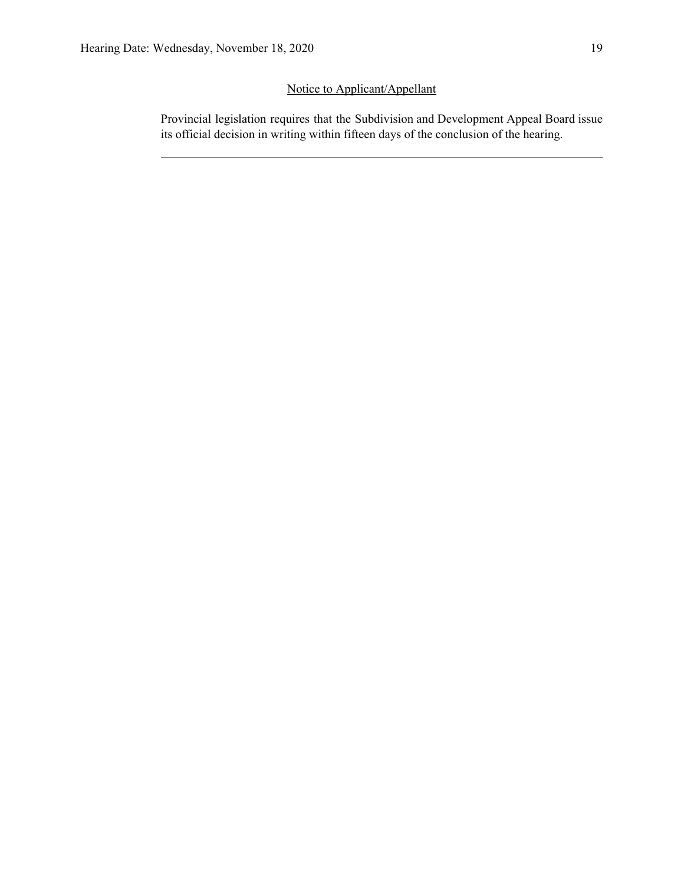<u>Notice to Applicant/Appellant</u>

Provincial legislation requires that the Subdivision and Development Appeal Board issue its official decision in writing within fifteen days of the conclusion of the hearing.

---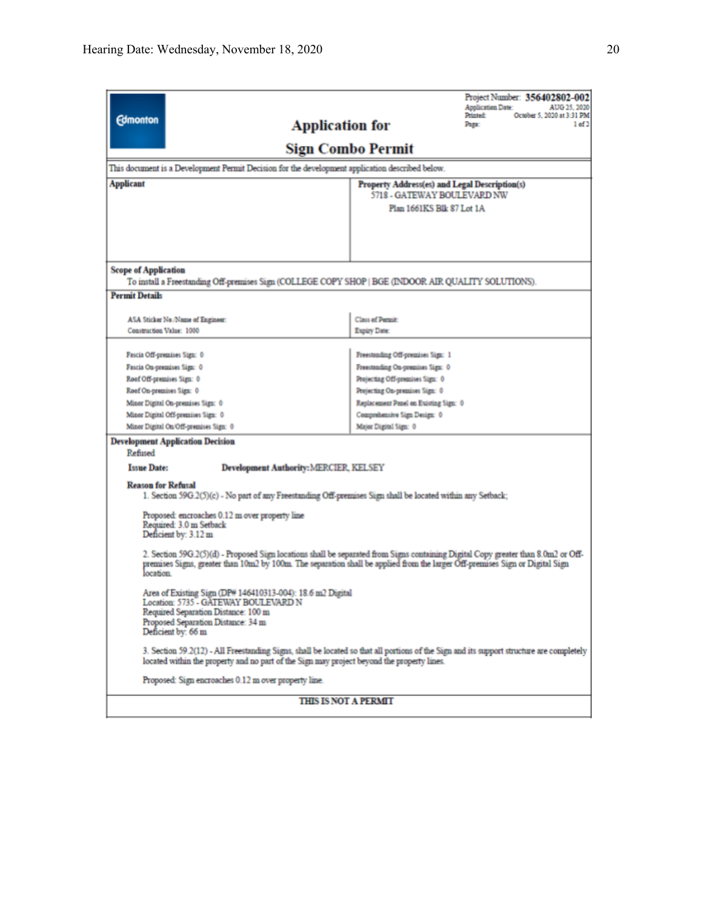Project Number: **356402802-002**
Application Date: AUG 25, 2020
Printed: October 5, 2020 at 3:31 PM
Page: 1 of 2

Edmonton

# Application for Sign Combo Permit

This document is a Development Permit Decision for the development application described below.

| Applicant | Property Address(es) and Legal Description(s) |
|---|---|
| | 5718 - GATEWAY BOULEVARD NW<br>Plan 1661KS Blk 87 Lot 1A |

**Scope of Application**

To install a Freestanding Off-premises Sign (COLLEGE COPY SHOP | BGE (INDOOR AIR QUALITY SOLUTIONS).

**Permit Details**

| | |
|---|---|
| ASA Sticker No./Name of Engineer: | Class of Permit: |
| Construction Value: 1000 | Expiry Date: |

| | |
|---|---|
| Fascia Off-premises Sign: 0 | Freestanding Off-premises Sign: 1 |
| Fascia On-premises Sign: 0 | Freestanding On-premises Sign: 0 |
| Roof Off-premises Sign: 0 | Projecting Off-premises Sign: 0 |
| Roof On-premises Sign: 0 | Projecting On-premises Sign: 0 |
| Minor Digital On-premises Sign: 0 | Replacement Panel on Existing Sign: 0 |
| Minor Digital Off-premises Sign: 0 | Comprehensive Sign Design: 0 |
| Minor Digital On/Off-premises Sign: 0 | Major Digital Sign: 0 |

**Development Application Decision**

Refused

**Issue Date:** **Development Authority:** MERCIER, KELSEY

**Reason for Refusal**

1. Section 59G.2(5)(c) - No part of any Freestanding Off-premises Sign shall be located within any Setback;

Proposed: encroaches 0.12 m over property line
Required: 3.0 m Setback
Deficient by: 3.12 m

2. Section 59G.2(5)(d) - Proposed Sign locations shall be separated from Signs containing Digital Copy greater than 8.0m2 or Off-premises Signs, greater than 10m2 by 100m. The separation shall be applied from the larger Off-premises Sign or Digital Sign location.

Area of Existing Sign (DP# 146410313-004): 18.6 m2 Digital
Location: 5735 - GATEWAY BOULEVARD N
Required Separation Distance: 100 m
Proposed Separation Distance: 34 m
Deficient by: 66 m

3. Section 59.2(12) - All Freestanding Signs, shall be located so that all portions of the Sign and its support structure are completely located within the property and no part of the Sign may project beyond the property lines.

Proposed: Sign encroaches 0.12 m over property line.

**THIS IS NOT A PERMIT**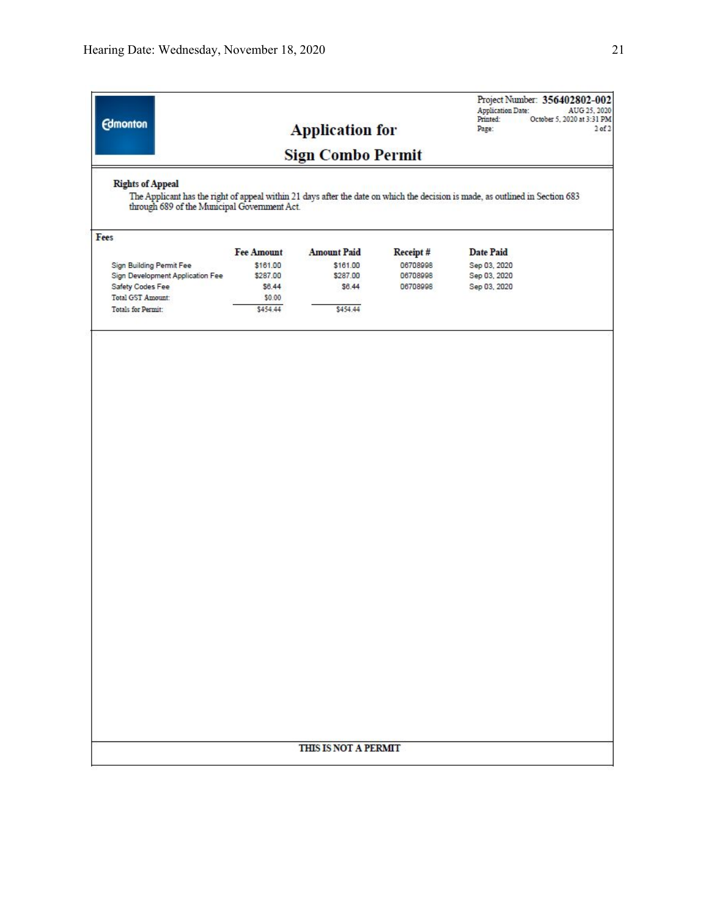Edmonton

Project Number: **356402802-002**
Application Date: AUG 25, 2020
Printed: October 5, 2020 at 3:31 PM
Page: 2 of 2

# Application for Sign Combo Permit

**Rights of Appeal**

The Applicant has the right of appeal within 21 days after the date on which the decision is made, as outlined in Section 683 through 689 of the Municipal Government Act.

**Fees**

| | Fee Amount | Amount Paid | Receipt # | Date Paid |
|---|---|---|---|---|
| Sign Building Permit Fee | $161.00 | $161.00 | 06708998 | Sep 03, 2020 |
| Sign Development Application Fee | $287.00 | $287.00 | 06708998 | Sep 03, 2020 |
| Safety Codes Fee | $6.44 | $6.44 | 06708998 | Sep 03, 2020 |
| Total GST Amount: | $0.00 | | | |
| Totals for Permit: | $454.44 | $454.44 | | |

**THIS IS NOT A PERMIT**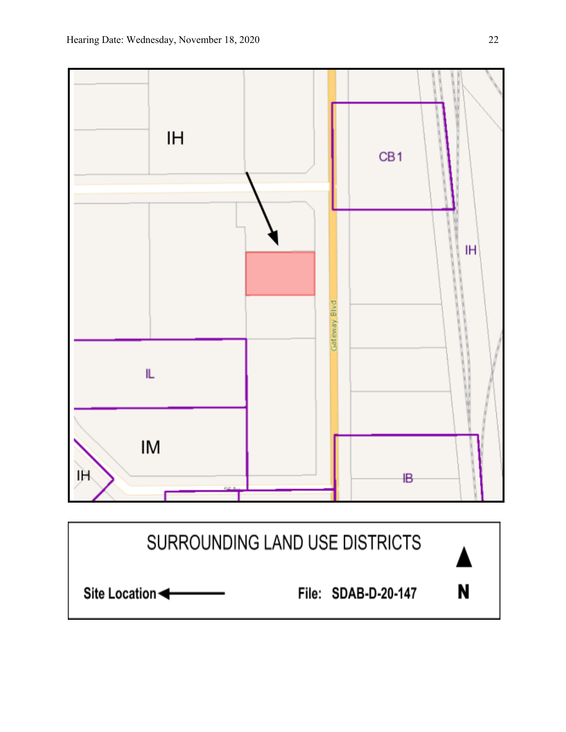IH

CB1

IH

Gateway Blvd

IL

IM

IH

IB

SURROUNDING LAND USE DISTRICTS

Site Location ←

File: SDAB-D-20-147

N